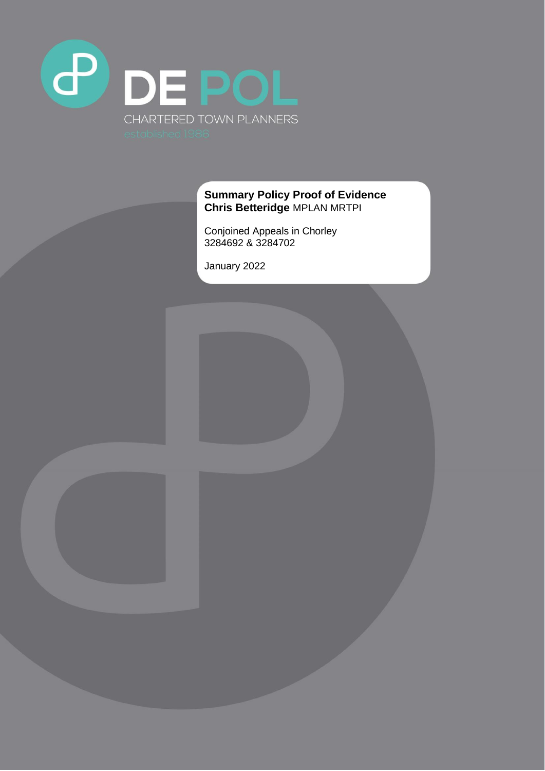DE POL

CHARTERED TOWN PLANNERS

established 1986

**Summary Policy Proof of Evidence**
**Chris Betteridge** MPLAN MRTPI

Conjoined Appeals in Chorley
3284692 & 3284702

January 2022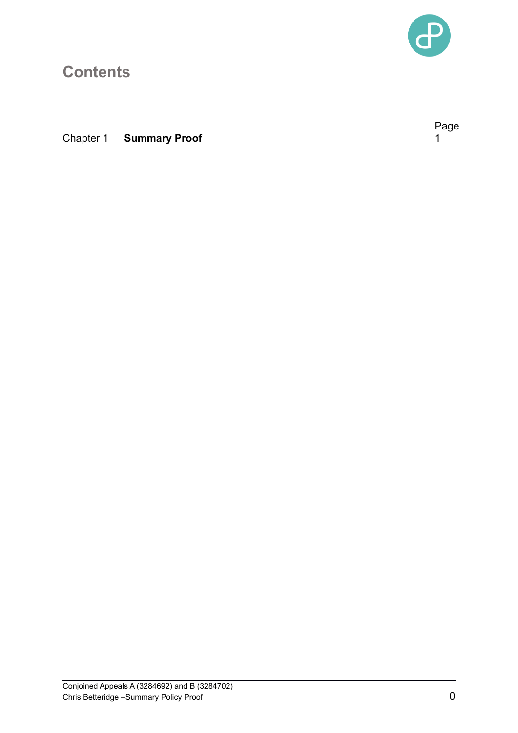# Contents

| | | Page |
|---|---|---|
| Chapter 1 | **Summary Proof** | 1 |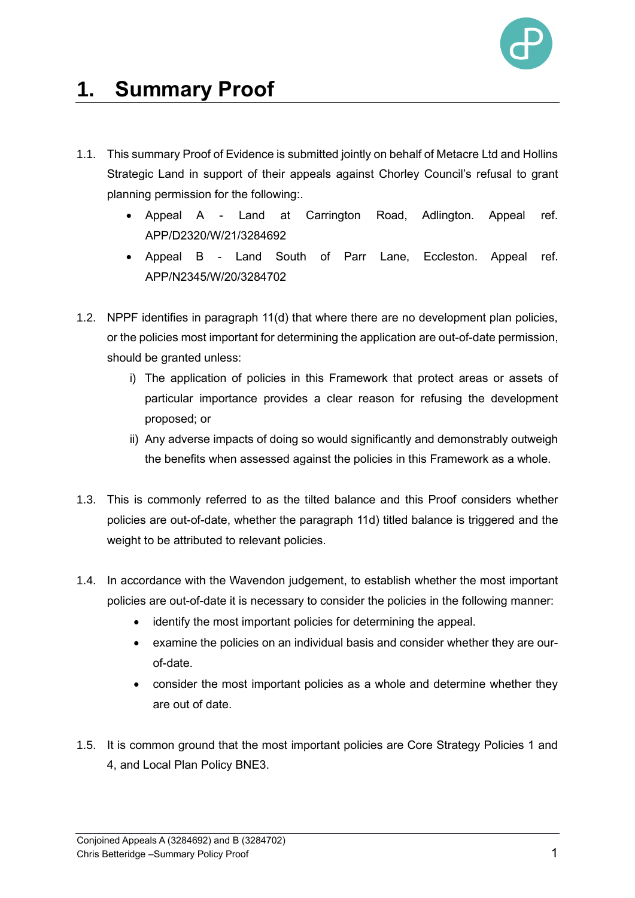# 1. Summary Proof

1.1. This summary Proof of Evidence is submitted jointly on behalf of Metacre Ltd and Hollins Strategic Land in support of their appeals against Chorley Council's refusal to grant planning permission for the following:.

- Appeal A - Land at Carrington Road, Adlington. Appeal ref. APP/D2320/W/21/3284692
- Appeal B - Land South of Parr Lane, Eccleston. Appeal ref. APP/N2345/W/20/3284702

1.2. NPPF identifies in paragraph 11(d) that where there are no development plan policies, or the policies most important for determining the application are out-of-date permission, should be granted unless:

i) The application of policies in this Framework that protect areas or assets of particular importance provides a clear reason for refusing the development proposed; or

ii) Any adverse impacts of doing so would significantly and demonstrably outweigh the benefits when assessed against the policies in this Framework as a whole.

1.3. This is commonly referred to as the tilted balance and this Proof considers whether policies are out-of-date, whether the paragraph 11d) titled balance is triggered and the weight to be attributed to relevant policies.

1.4. In accordance with the Wavendon judgement, to establish whether the most important policies are out-of-date it is necessary to consider the policies in the following manner:

- identify the most important policies for determining the appeal.
- examine the policies on an individual basis and consider whether they are our-of-date.
- consider the most important policies as a whole and determine whether they are out of date.

1.5. It is common ground that the most important policies are Core Strategy Policies 1 and 4, and Local Plan Policy BNE3.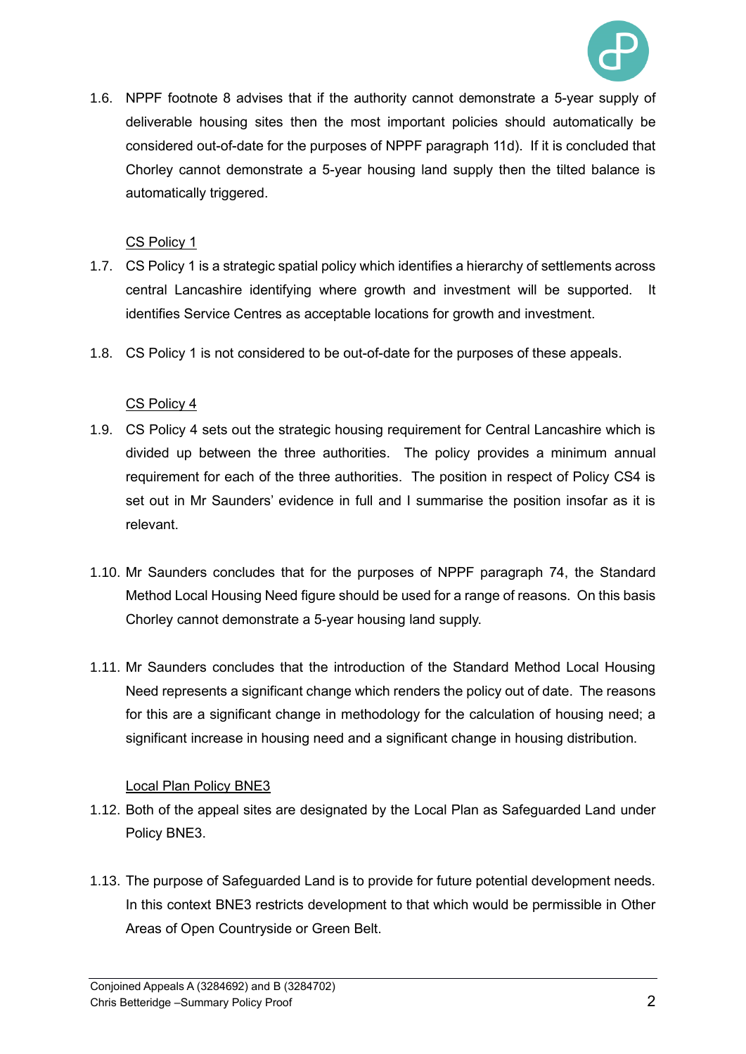1.6. NPPF footnote 8 advises that if the authority cannot demonstrate a 5-year supply of deliverable housing sites then the most important policies should automatically be considered out-of-date for the purposes of NPPF paragraph 11d). If it is concluded that Chorley cannot demonstrate a 5-year housing land supply then the tilted balance is automatically triggered.

<u>CS Policy 1</u>

1.7. CS Policy 1 is a strategic spatial policy which identifies a hierarchy of settlements across central Lancashire identifying where growth and investment will be supported. It identifies Service Centres as acceptable locations for growth and investment.

1.8. CS Policy 1 is not considered to be out-of-date for the purposes of these appeals.

<u>CS Policy 4</u>

1.9. CS Policy 4 sets out the strategic housing requirement for Central Lancashire which is divided up between the three authorities. The policy provides a minimum annual requirement for each of the three authorities. The position in respect of Policy CS4 is set out in Mr Saunders' evidence in full and I summarise the position insofar as it is relevant.

1.10. Mr Saunders concludes that for the purposes of NPPF paragraph 74, the Standard Method Local Housing Need figure should be used for a range of reasons. On this basis Chorley cannot demonstrate a 5-year housing land supply.

1.11. Mr Saunders concludes that the introduction of the Standard Method Local Housing Need represents a significant change which renders the policy out of date. The reasons for this are a significant change in methodology for the calculation of housing need; a significant increase in housing need and a significant change in housing distribution.

<u>Local Plan Policy BNE3</u>

1.12. Both of the appeal sites are designated by the Local Plan as Safeguarded Land under Policy BNE3.

1.13. The purpose of Safeguarded Land is to provide for future potential development needs. In this context BNE3 restricts development to that which would be permissible in Other Areas of Open Countryside or Green Belt.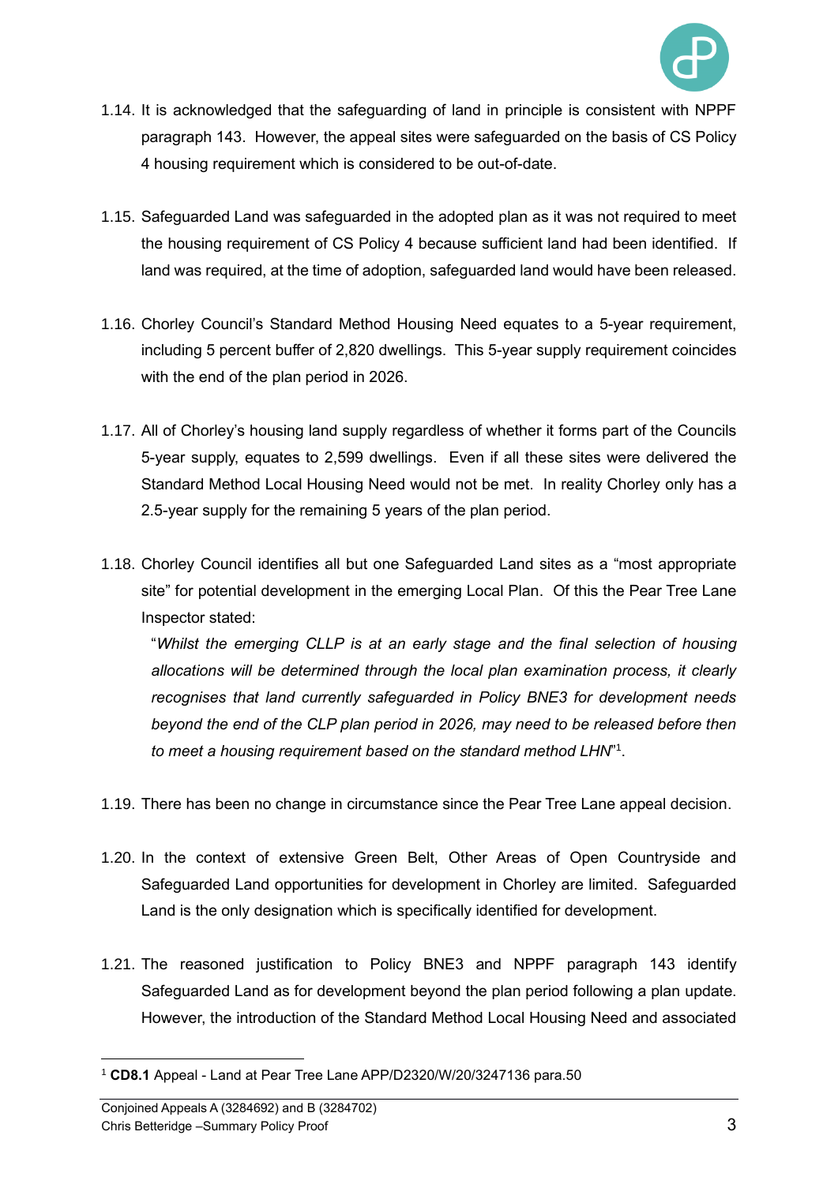1.14. It is acknowledged that the safeguarding of land in principle is consistent with NPPF paragraph 143. However, the appeal sites were safeguarded on the basis of CS Policy 4 housing requirement which is considered to be out-of-date.

1.15. Safeguarded Land was safeguarded in the adopted plan as it was not required to meet the housing requirement of CS Policy 4 because sufficient land had been identified. If land was required, at the time of adoption, safeguarded land would have been released.

1.16. Chorley Council's Standard Method Housing Need equates to a 5-year requirement, including 5 percent buffer of 2,820 dwellings. This 5-year supply requirement coincides with the end of the plan period in 2026.

1.17. All of Chorley's housing land supply regardless of whether it forms part of the Councils 5-year supply, equates to 2,599 dwellings. Even if all these sites were delivered the Standard Method Local Housing Need would not be met. In reality Chorley only has a 2.5-year supply for the remaining 5 years of the plan period.

1.18. Chorley Council identifies all but one Safeguarded Land sites as a "most appropriate site" for potential development in the emerging Local Plan. Of this the Pear Tree Lane Inspector stated:

> "*Whilst the emerging CLLP is at an early stage and the final selection of housing allocations will be determined through the local plan examination process, it clearly recognises that land currently safeguarded in Policy BNE3 for development needs beyond the end of the CLP plan period in 2026, may need to be released before then to meet a housing requirement based on the standard method LHN*"[1].

1.19. There has been no change in circumstance since the Pear Tree Lane appeal decision.

1.20. In the context of extensive Green Belt, Other Areas of Open Countryside and Safeguarded Land opportunities for development in Chorley are limited. Safeguarded Land is the only designation which is specifically identified for development.

1.21. The reasoned justification to Policy BNE3 and NPPF paragraph 143 identify Safeguarded Land as for development beyond the plan period following a plan update. However, the introduction of the Standard Method Local Housing Need and associated

---

[1] **CD8.1** Appeal - Land at Pear Tree Lane APP/D2320/W/20/3247136 para.50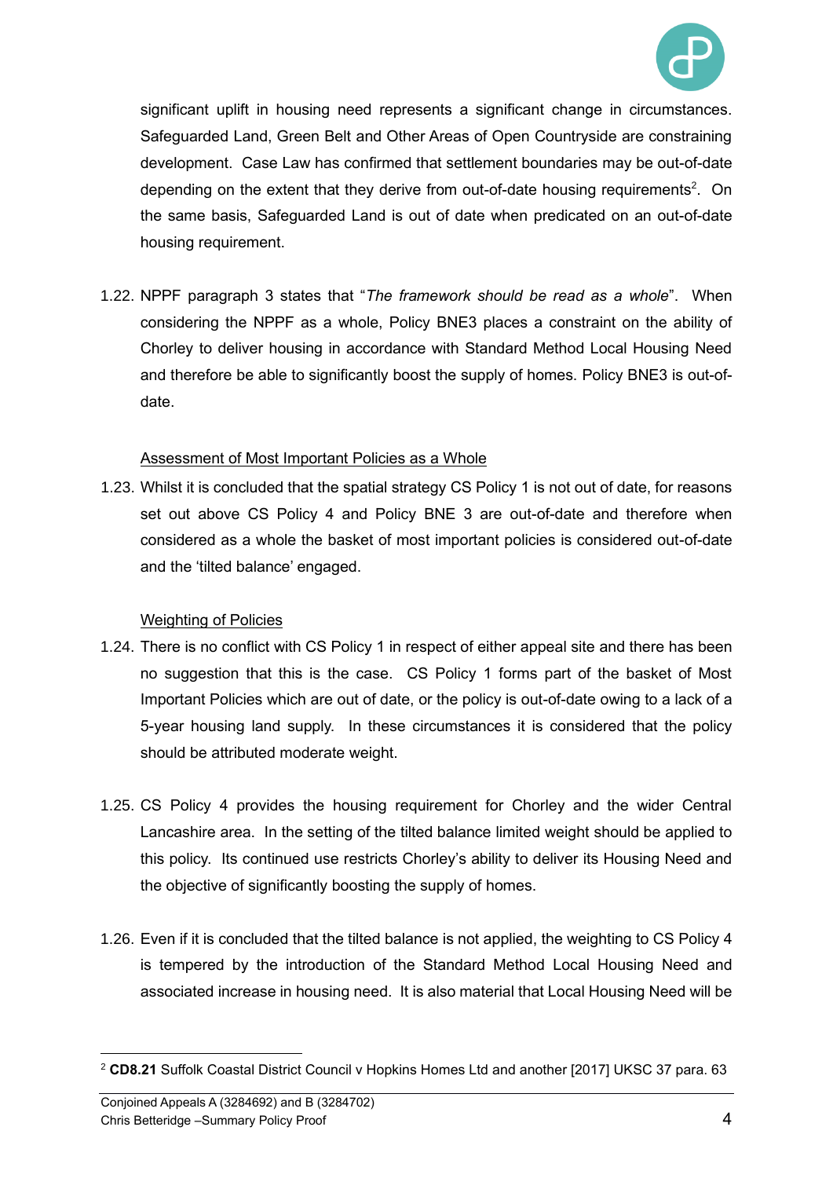significant uplift in housing need represents a significant change in circumstances. Safeguarded Land, Green Belt and Other Areas of Open Countryside are constraining development. Case Law has confirmed that settlement boundaries may be out-of-date depending on the extent that they derive from out-of-date housing requirements[2]. On the same basis, Safeguarded Land is out of date when predicated on an out-of-date housing requirement.

1.22. NPPF paragraph 3 states that "*The framework should be read as a whole*". When considering the NPPF as a whole, Policy BNE3 places a constraint on the ability of Chorley to deliver housing in accordance with Standard Method Local Housing Need and therefore be able to significantly boost the supply of homes. Policy BNE3 is out-of-date.

<u>Assessment of Most Important Policies as a Whole</u>

1.23. Whilst it is concluded that the spatial strategy CS Policy 1 is not out of date, for reasons set out above CS Policy 4 and Policy BNE 3 are out-of-date and therefore when considered as a whole the basket of most important policies is considered out-of-date and the 'tilted balance' engaged.

<u>Weighting of Policies</u>

1.24. There is no conflict with CS Policy 1 in respect of either appeal site and there has been no suggestion that this is the case. CS Policy 1 forms part of the basket of Most Important Policies which are out of date, or the policy is out-of-date owing to a lack of a 5-year housing land supply. In these circumstances it is considered that the policy should be attributed moderate weight.

1.25. CS Policy 4 provides the housing requirement for Chorley and the wider Central Lancashire area. In the setting of the tilted balance limited weight should be applied to this policy. Its continued use restricts Chorley's ability to deliver its Housing Need and the objective of significantly boosting the supply of homes.

1.26. Even if it is concluded that the tilted balance is not applied, the weighting to CS Policy 4 is tempered by the introduction of the Standard Method Local Housing Need and associated increase in housing need. It is also material that Local Housing Need will be

[2] **CD8.21** Suffolk Coastal District Council v Hopkins Homes Ltd and another [2017] UKSC 37 para. 63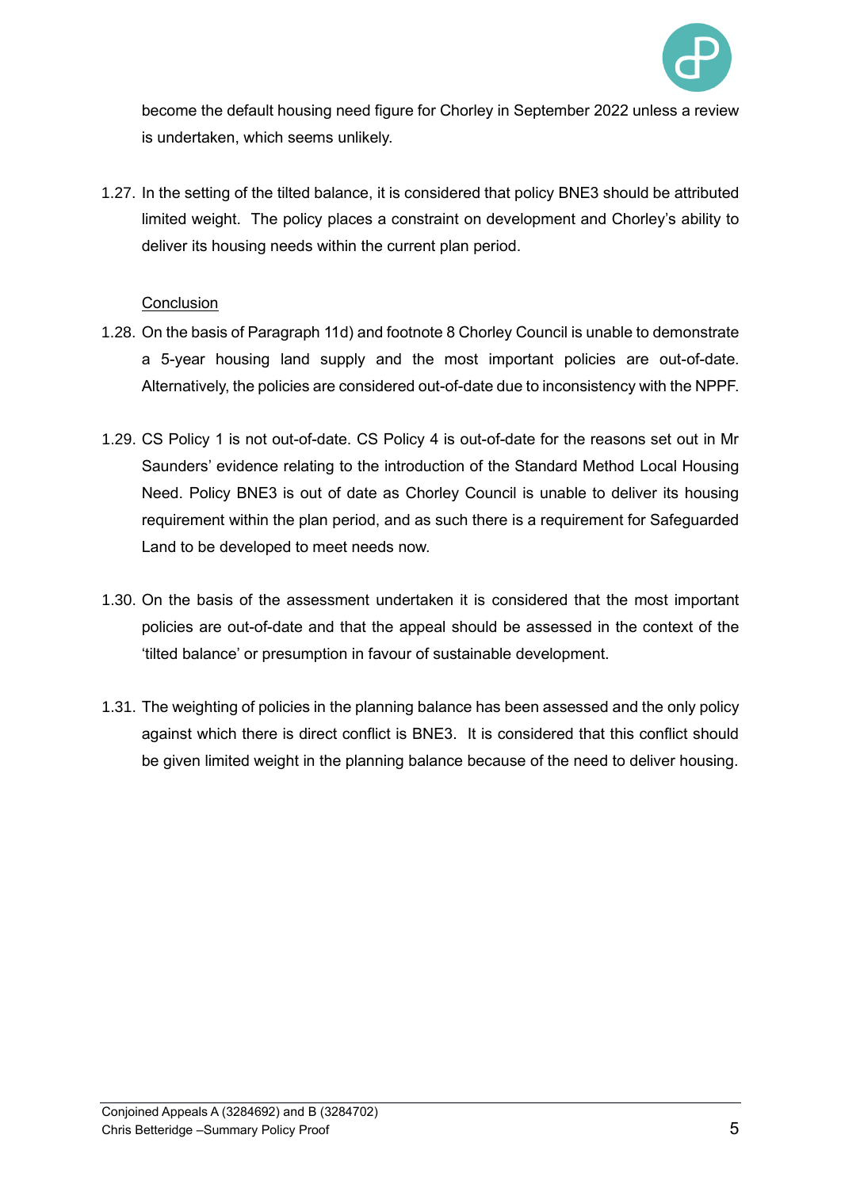become the default housing need figure for Chorley in September 2022 unless a review is undertaken, which seems unlikely.

1.27. In the setting of the tilted balance, it is considered that policy BNE3 should be attributed limited weight. The policy places a constraint on development and Chorley's ability to deliver its housing needs within the current plan period.

<u>Conclusion</u>

1.28. On the basis of Paragraph 11d) and footnote 8 Chorley Council is unable to demonstrate a 5-year housing land supply and the most important policies are out-of-date. Alternatively, the policies are considered out-of-date due to inconsistency with the NPPF.

1.29. CS Policy 1 is not out-of-date. CS Policy 4 is out-of-date for the reasons set out in Mr Saunders' evidence relating to the introduction of the Standard Method Local Housing Need. Policy BNE3 is out of date as Chorley Council is unable to deliver its housing requirement within the plan period, and as such there is a requirement for Safeguarded Land to be developed to meet needs now.

1.30. On the basis of the assessment undertaken it is considered that the most important policies are out-of-date and that the appeal should be assessed in the context of the 'tilted balance' or presumption in favour of sustainable development.

1.31. The weighting of policies in the planning balance has been assessed and the only policy against which there is direct conflict is BNE3. It is considered that this conflict should be given limited weight in the planning balance because of the need to deliver housing.